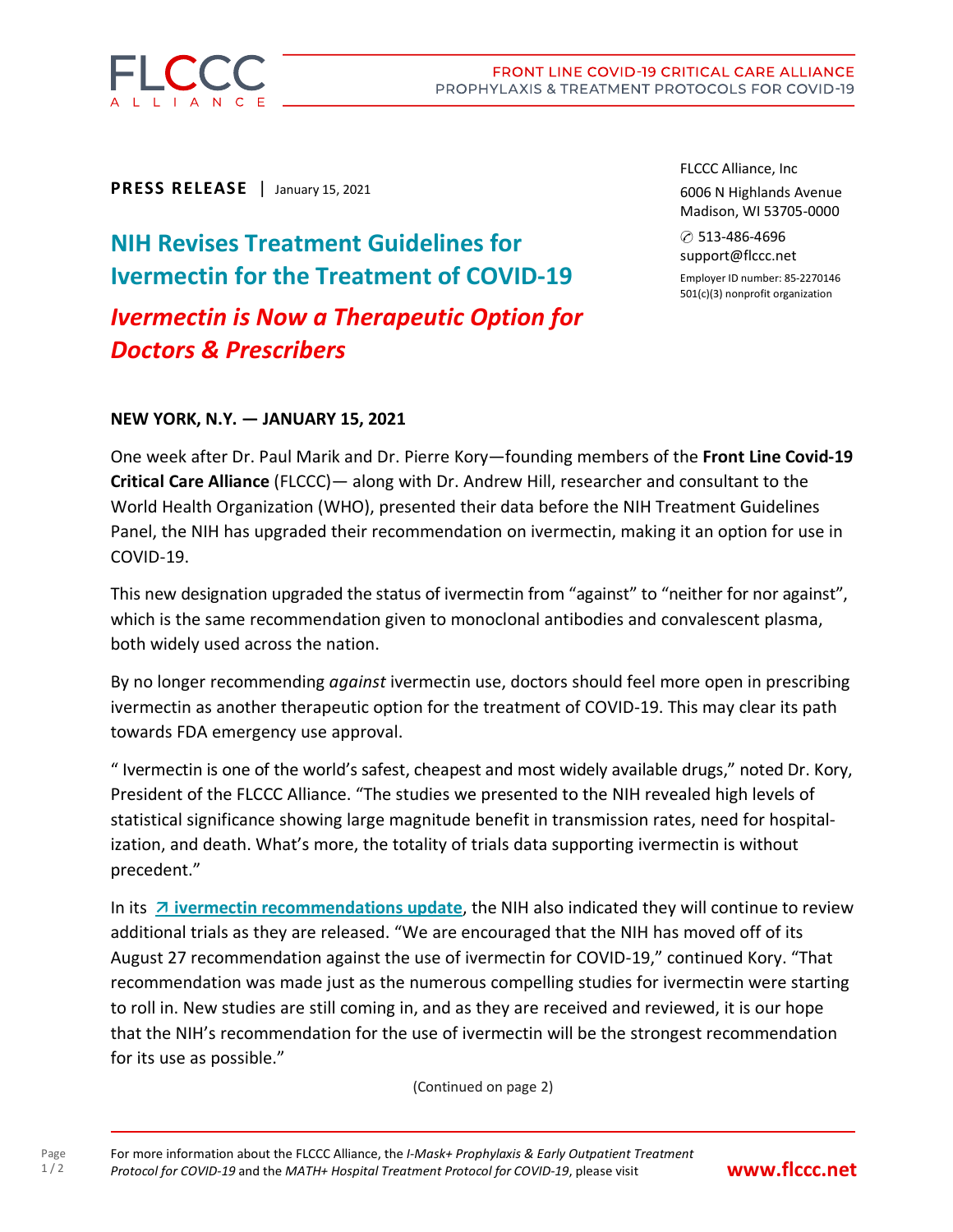**PRESS RELEASE** | January 15, 2021

FLCCC Alliance, Inc
6006 N Highlands Avenue
Madison, WI 53705-0000
✆ 513-486-4696
support@flccc.net
Employer ID number: 85-2270146
501(c)(3) nonprofit organization

# NIH Revises Treatment Guidelines for Ivermectin for the Treatment of COVID-19

## *Ivermectin is Now a Therapeutic Option for Doctors & Prescribers*

**NEW YORK, N.Y. — JANUARY 15, 2021**

One week after Dr. Paul Marik and Dr. Pierre Kory—founding members of the **Front Line Covid-19 Critical Care Alliance** (FLCCC)— along with Dr. Andrew Hill, researcher and consultant to the World Health Organization (WHO), presented their data before the NIH Treatment Guidelines Panel, the NIH has upgraded their recommendation on ivermectin, making it an option for use in COVID-19.

This new designation upgraded the status of ivermectin from "against" to "neither for nor against", which is the same recommendation given to monoclonal antibodies and convalescent plasma, both widely used across the nation.

By no longer recommending *against* ivermectin use, doctors should feel more open in prescribing ivermectin as another therapeutic option for the treatment of COVID-19. This may clear its path towards FDA emergency use approval.

" Ivermectin is one of the world's safest, cheapest and most widely available drugs," noted Dr. Kory, President of the FLCCC Alliance. "The studies we presented to the NIH revealed high levels of statistical significance showing large magnitude benefit in transmission rates, need for hospitalization, and death. What's more, the totality of trials data supporting ivermectin is without precedent."

In its **↗ ivermectin recommendations update**, the NIH also indicated they will continue to review additional trials as they are released. "We are encouraged that the NIH has moved off of its August 27 recommendation against the use of ivermectin for COVID-19," continued Kory. "That recommendation was made just as the numerous compelling studies for ivermectin were starting to roll in. New studies are still coming in, and as they are received and reviewed, it is our hope that the NIH's recommendation for the use of ivermectin will be the strongest recommendation for its use as possible."

(Continued on page 2)

For more information about the FLCCC Alliance, the *I-Mask+ Prophylaxis & Early Outpatient Treatment Protocol for COVID-19* and the *MATH+ Hospital Treatment Protocol for COVID-19*, please visit **www.flccc.net**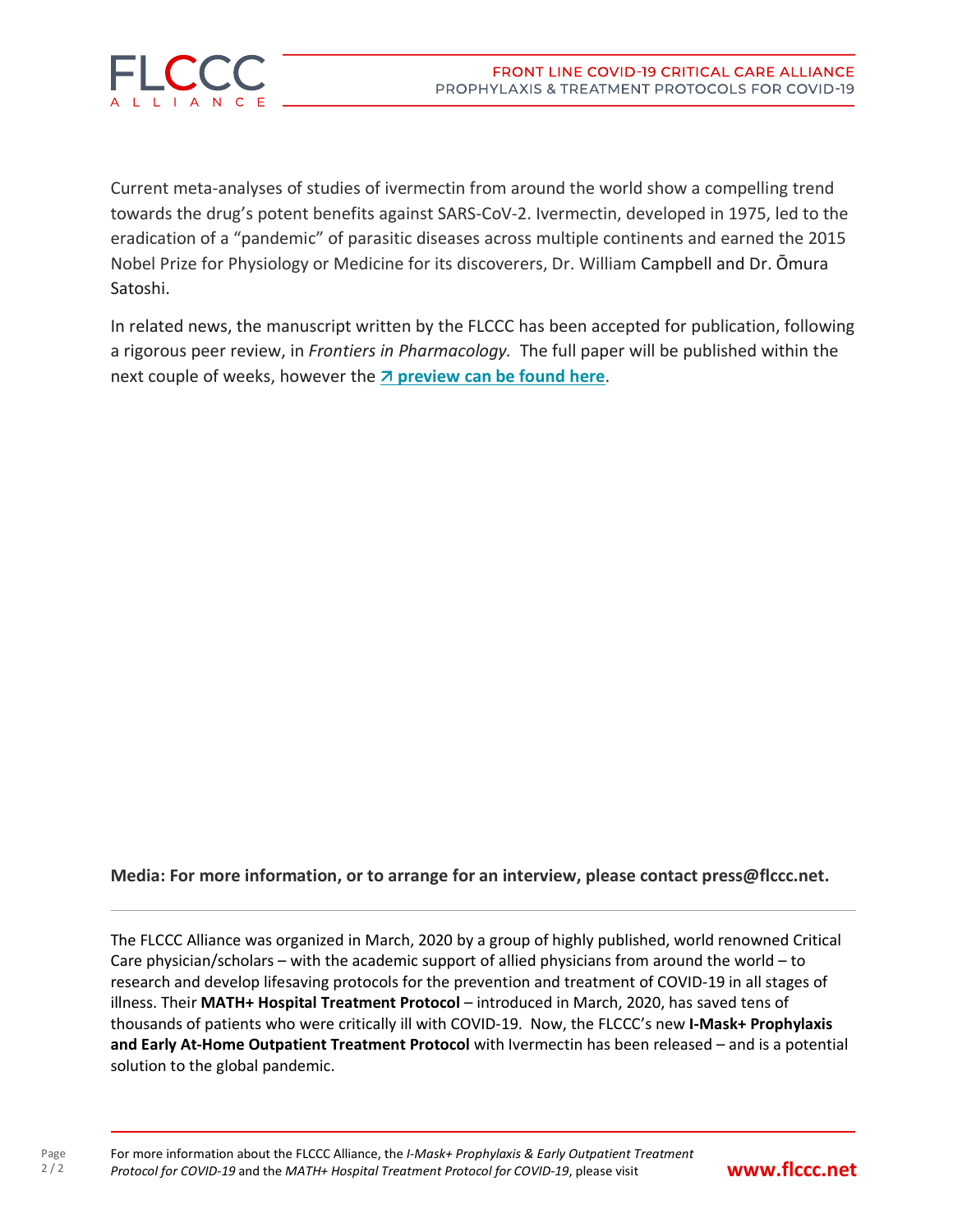Current meta-analyses of studies of ivermectin from around the world show a compelling trend towards the drug's potent benefits against SARS-CoV-2. Ivermectin, developed in 1975, led to the eradication of a "pandemic" of parasitic diseases across multiple continents and earned the 2015 Nobel Prize for Physiology or Medicine for its discoverers, Dr. William Campbell and Dr. Ōmura Satoshi.

In related news, the manuscript written by the FLCCC has been accepted for publication, following a rigorous peer review, in *Frontiers in Pharmacology.* The full paper will be published within the next couple of weeks, however the **↗ preview can be found here**.

**Media: For more information, or to arrange for an interview, please contact press@flccc.net.**

---

The FLCCC Alliance was organized in March, 2020 by a group of highly published, world renowned Critical Care physician/scholars – with the academic support of allied physicians from around the world – to research and develop lifesaving protocols for the prevention and treatment of COVID-19 in all stages of illness. Their **MATH+ Hospital Treatment Protocol** – introduced in March, 2020, has saved tens of thousands of patients who were critically ill with COVID-19. Now, the FLCCC's new **I-Mask+ Prophylaxis and Early At-Home Outpatient Treatment Protocol** with Ivermectin has been released – and is a potential solution to the global pandemic.

For more information about the FLCCC Alliance, the *I-Mask+ Prophylaxis & Early Outpatient Treatment Protocol for COVID-19* and the *MATH+ Hospital Treatment Protocol for COVID-19*, please visit **www.flccc.net**